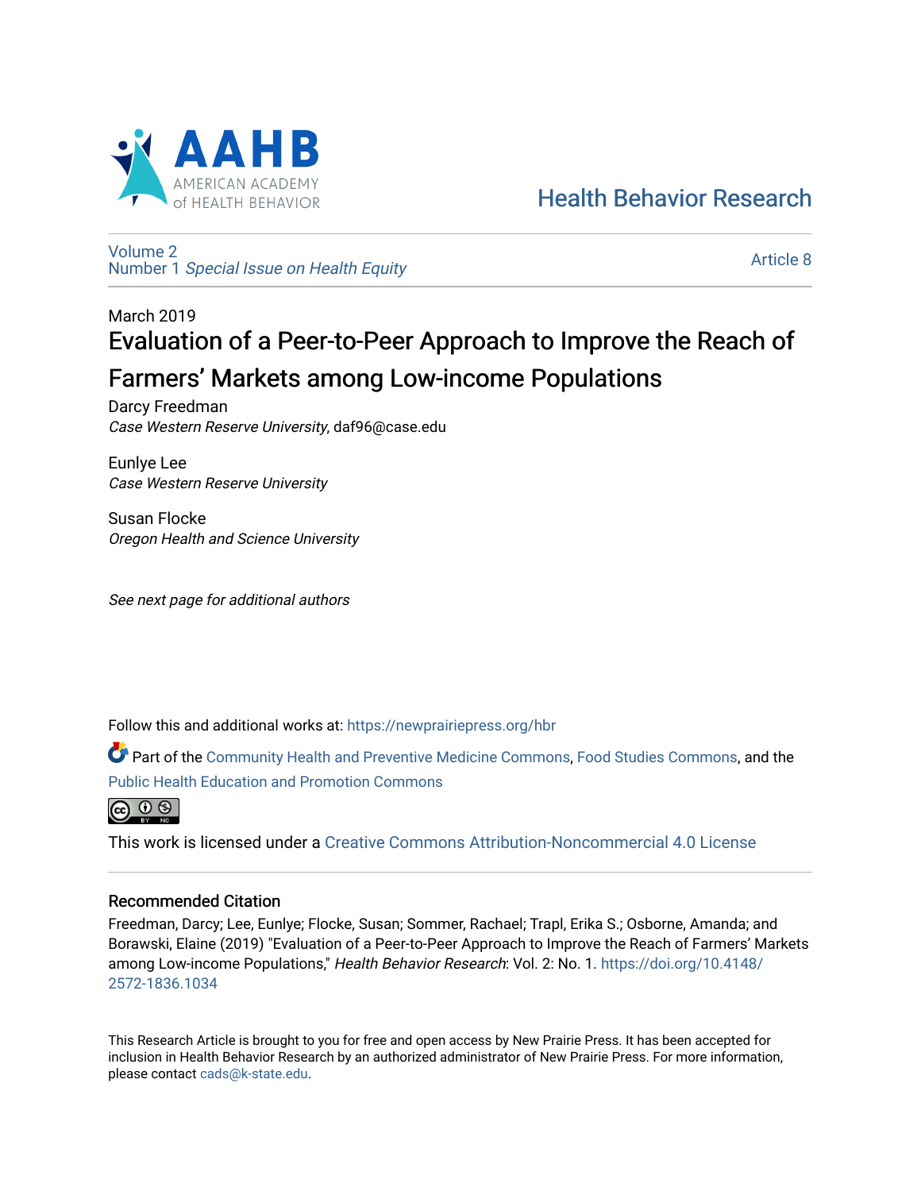AAHB

AMERICAN ACADEMY of HEALTH BEHAVIOR

Health Behavior Research

Volume 2
Number 1 *Special Issue on Health Equity*

Article 8

March 2019

# Evaluation of a Peer-to-Peer Approach to Improve the Reach of Farmers' Markets among Low-income Populations

Darcy Freedman
*Case Western Reserve University*, daf96@case.edu

Eunlye Lee
*Case Western Reserve University*

Susan Flocke
*Oregon Health and Science University*

*See next page for additional authors*

Follow this and additional works at: https://newprairiepress.org/hbr

Part of the Community Health and Preventive Medicine Commons, Food Studies Commons, and the Public Health Education and Promotion Commons

This work is licensed under a Creative Commons Attribution-Noncommercial 4.0 License

## Recommended Citation

Freedman, Darcy; Lee, Eunlye; Flocke, Susan; Sommer, Rachael; Trapl, Erika S.; Osborne, Amanda; and Borawski, Elaine (2019) "Evaluation of a Peer-to-Peer Approach to Improve the Reach of Farmers' Markets among Low-income Populations," *Health Behavior Research*: Vol. 2: No. 1. https://doi.org/10.4148/2572-1836.1034

This Research Article is brought to you for free and open access by New Prairie Press. It has been accepted for inclusion in Health Behavior Research by an authorized administrator of New Prairie Press. For more information, please contact cads@k-state.edu.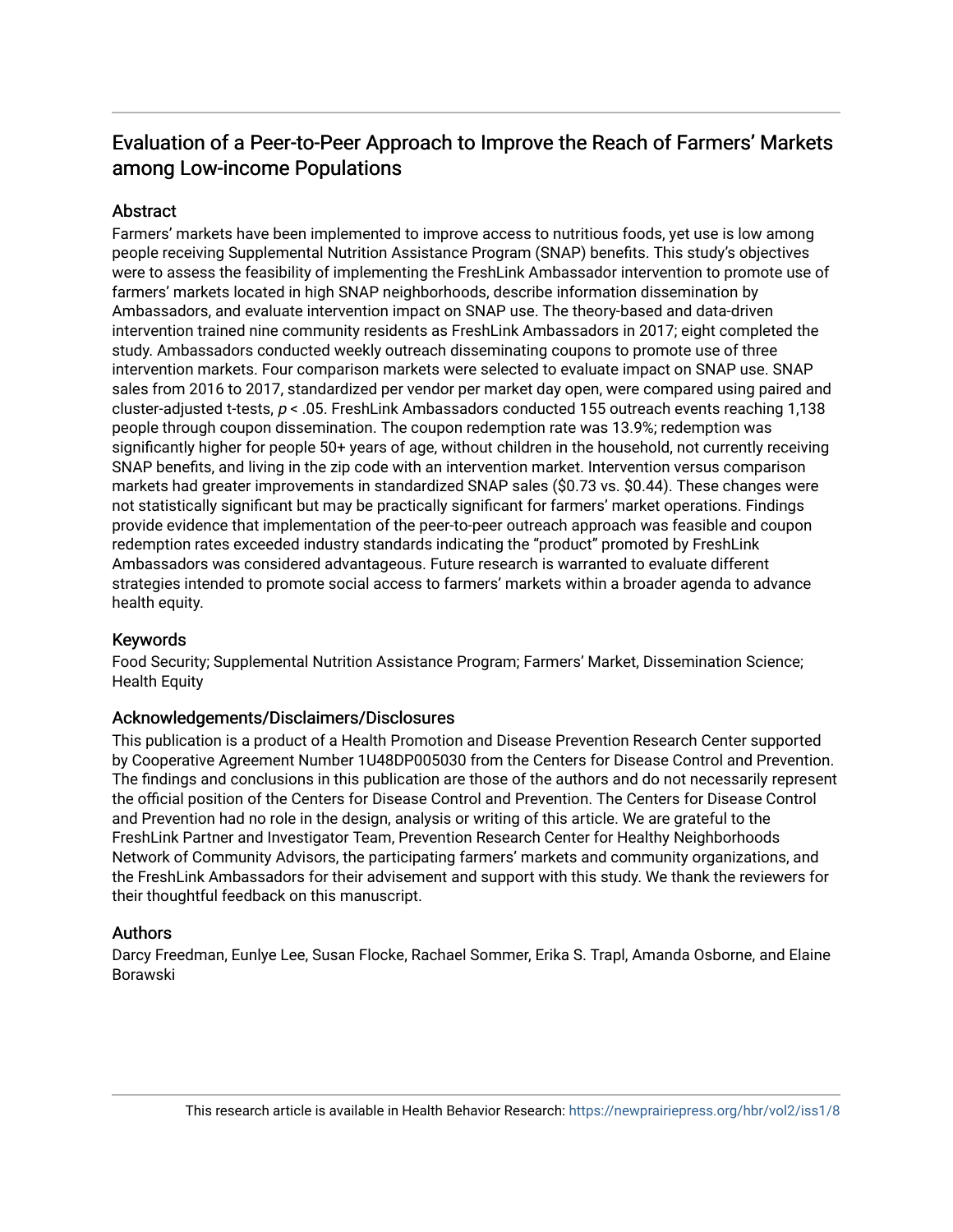# Evaluation of a Peer-to-Peer Approach to Improve the Reach of Farmers' Markets among Low-income Populations

## Abstract

Farmers' markets have been implemented to improve access to nutritious foods, yet use is low among people receiving Supplemental Nutrition Assistance Program (SNAP) benefits. This study's objectives were to assess the feasibility of implementing the FreshLink Ambassador intervention to promote use of farmers' markets located in high SNAP neighborhoods, describe information dissemination by Ambassadors, and evaluate intervention impact on SNAP use. The theory-based and data-driven intervention trained nine community residents as FreshLink Ambassadors in 2017; eight completed the study. Ambassadors conducted weekly outreach disseminating coupons to promote use of three intervention markets. Four comparison markets were selected to evaluate impact on SNAP use. SNAP sales from 2016 to 2017, standardized per vendor per market day open, were compared using paired and cluster-adjusted t-tests, $p < .05$. FreshLink Ambassadors conducted 155 outreach events reaching 1,138 people through coupon dissemination. The coupon redemption rate was 13.9%; redemption was significantly higher for people 50+ years of age, without children in the household, not currently receiving SNAP benefits, and living in the zip code with an intervention market. Intervention versus comparison markets had greater improvements in standardized SNAP sales ($0.73 vs. $0.44). These changes were not statistically significant but may be practically significant for farmers' market operations. Findings provide evidence that implementation of the peer-to-peer outreach approach was feasible and coupon redemption rates exceeded industry standards indicating the "product" promoted by FreshLink Ambassadors was considered advantageous. Future research is warranted to evaluate different strategies intended to promote social access to farmers' markets within a broader agenda to advance health equity.

## Keywords

Food Security; Supplemental Nutrition Assistance Program; Farmers' Market, Dissemination Science; Health Equity

## Acknowledgements/Disclaimers/Disclosures

This publication is a product of a Health Promotion and Disease Prevention Research Center supported by Cooperative Agreement Number 1U48DP005030 from the Centers for Disease Control and Prevention. The findings and conclusions in this publication are those of the authors and do not necessarily represent the official position of the Centers for Disease Control and Prevention. The Centers for Disease Control and Prevention had no role in the design, analysis or writing of this article. We are grateful to the FreshLink Partner and Investigator Team, Prevention Research Center for Healthy Neighborhoods Network of Community Advisors, the participating farmers' markets and community organizations, and the FreshLink Ambassadors for their advisement and support with this study. We thank the reviewers for their thoughtful feedback on this manuscript.

## Authors

Darcy Freedman, Eunlye Lee, Susan Flocke, Rachael Sommer, Erika S. Trapl, Amanda Osborne, and Elaine Borawski

This research article is available in Health Behavior Research: https://newprairiepress.org/hbr/vol2/iss1/8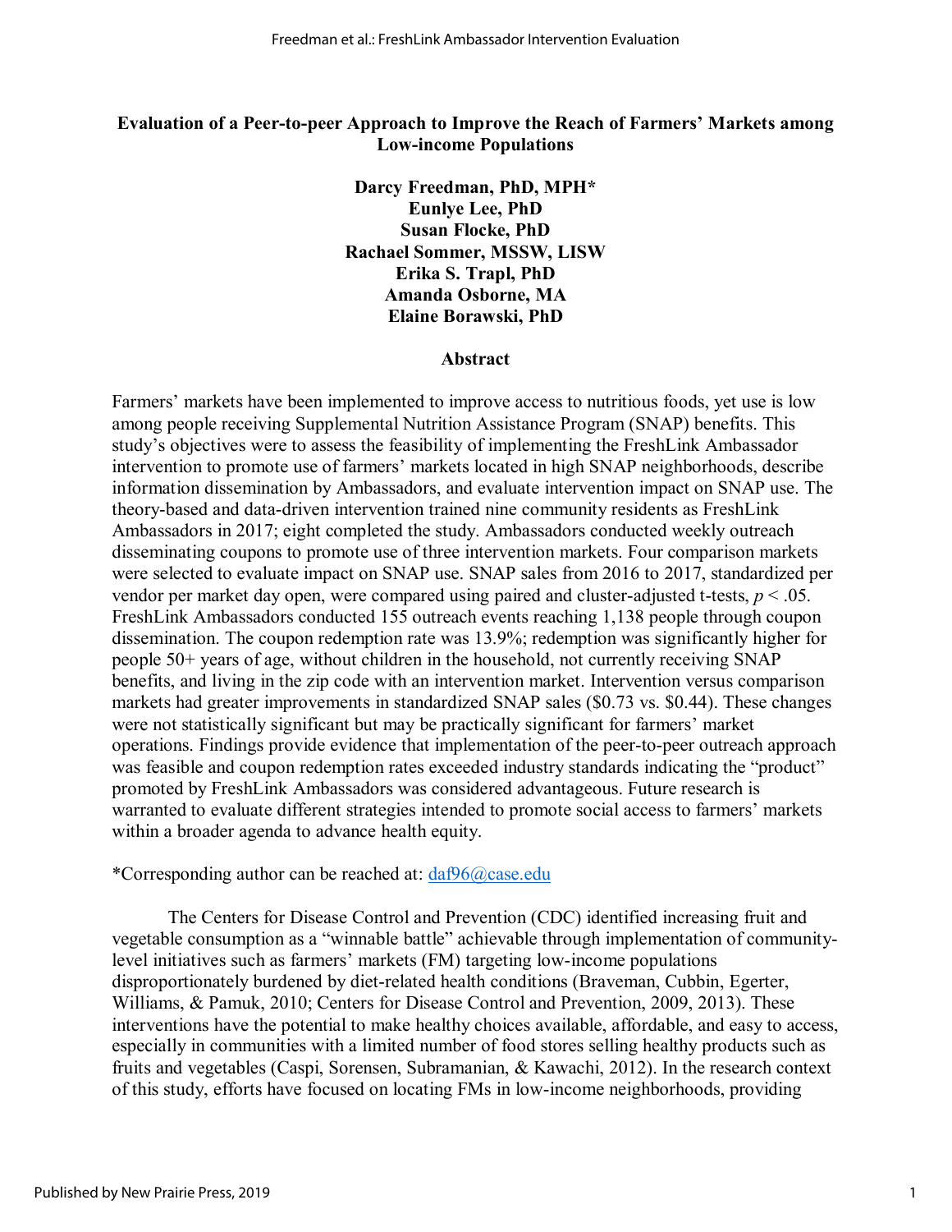# Evaluation of a Peer-to-peer Approach to Improve the Reach of Farmers' Markets among Low-income Populations

**Darcy Freedman, PhD, MPH***
**Eunlye Lee, PhD**
**Susan Flocke, PhD**
**Rachael Sommer, MSSW, LISW**
**Erika S. Trapl, PhD**
**Amanda Osborne, MA**
**Elaine Borawski, PhD**

## Abstract

Farmers' markets have been implemented to improve access to nutritious foods, yet use is low among people receiving Supplemental Nutrition Assistance Program (SNAP) benefits. This study's objectives were to assess the feasibility of implementing the FreshLink Ambassador intervention to promote use of farmers' markets located in high SNAP neighborhoods, describe information dissemination by Ambassadors, and evaluate intervention impact on SNAP use. The theory-based and data-driven intervention trained nine community residents as FreshLink Ambassadors in 2017; eight completed the study. Ambassadors conducted weekly outreach disseminating coupons to promote use of three intervention markets. Four comparison markets were selected to evaluate impact on SNAP use. SNAP sales from 2016 to 2017, standardized per vendor per market day open, were compared using paired and cluster-adjusted t-tests, $p < .05$. FreshLink Ambassadors conducted 155 outreach events reaching 1,138 people through coupon dissemination. The coupon redemption rate was 13.9%; redemption was significantly higher for people 50+ years of age, without children in the household, not currently receiving SNAP benefits, and living in the zip code with an intervention market. Intervention versus comparison markets had greater improvements in standardized SNAP sales ($0.73 vs. $0.44). These changes were not statistically significant but may be practically significant for farmers' market operations. Findings provide evidence that implementation of the peer-to-peer outreach approach was feasible and coupon redemption rates exceeded industry standards indicating the "product" promoted by FreshLink Ambassadors was considered advantageous. Future research is warranted to evaluate different strategies intended to promote social access to farmers' markets within a broader agenda to advance health equity.

*Corresponding author can be reached at: daf96@case.edu

The Centers for Disease Control and Prevention (CDC) identified increasing fruit and vegetable consumption as a "winnable battle" achievable through implementation of community-level initiatives such as farmers' markets (FM) targeting low-income populations disproportionately burdened by diet-related health conditions (Braveman, Cubbin, Egerter, Williams, & Pamuk, 2010; Centers for Disease Control and Prevention, 2009, 2013). These interventions have the potential to make healthy choices available, affordable, and easy to access, especially in communities with a limited number of food stores selling healthy products such as fruits and vegetables (Caspi, Sorensen, Subramanian, & Kawachi, 2012). In the research context of this study, efforts have focused on locating FMs in low-income neighborhoods, providing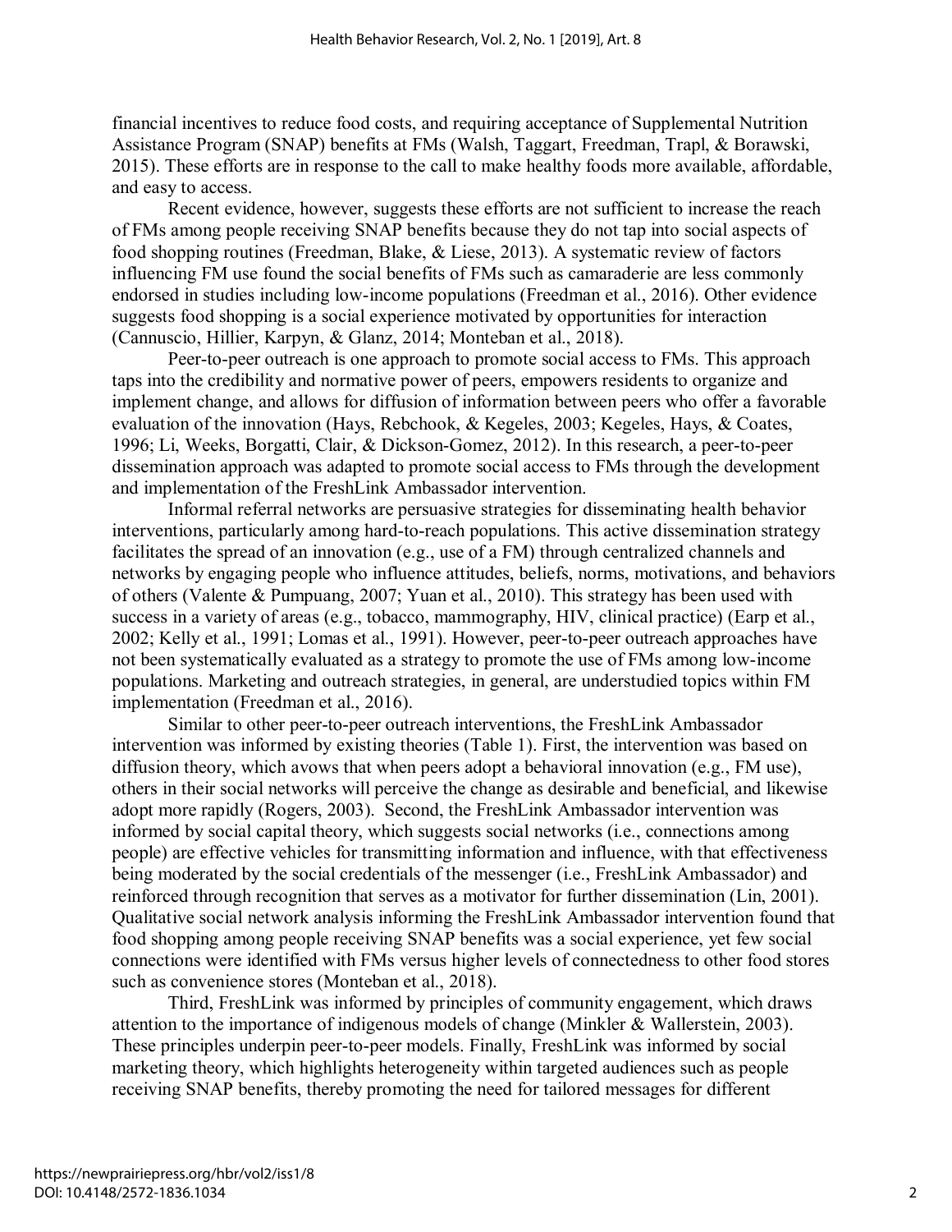financial incentives to reduce food costs, and requiring acceptance of Supplemental Nutrition Assistance Program (SNAP) benefits at FMs (Walsh, Taggart, Freedman, Trapl, & Borawski, 2015). These efforts are in response to the call to make healthy foods more available, affordable, and easy to access.

Recent evidence, however, suggests these efforts are not sufficient to increase the reach of FMs among people receiving SNAP benefits because they do not tap into social aspects of food shopping routines (Freedman, Blake, & Liese, 2013). A systematic review of factors influencing FM use found the social benefits of FMs such as camaraderie are less commonly endorsed in studies including low-income populations (Freedman et al., 2016). Other evidence suggests food shopping is a social experience motivated by opportunities for interaction (Cannuscio, Hillier, Karpyn, & Glanz, 2014; Monteban et al., 2018).

Peer-to-peer outreach is one approach to promote social access to FMs. This approach taps into the credibility and normative power of peers, empowers residents to organize and implement change, and allows for diffusion of information between peers who offer a favorable evaluation of the innovation (Hays, Rebchook, & Kegeles, 2003; Kegeles, Hays, & Coates, 1996; Li, Weeks, Borgatti, Clair, & Dickson-Gomez, 2012). In this research, a peer-to-peer dissemination approach was adapted to promote social access to FMs through the development and implementation of the FreshLink Ambassador intervention.

Informal referral networks are persuasive strategies for disseminating health behavior interventions, particularly among hard-to-reach populations. This active dissemination strategy facilitates the spread of an innovation (e.g., use of a FM) through centralized channels and networks by engaging people who influence attitudes, beliefs, norms, motivations, and behaviors of others (Valente & Pumpuang, 2007; Yuan et al., 2010). This strategy has been used with success in a variety of areas (e.g., tobacco, mammography, HIV, clinical practice) (Earp et al., 2002; Kelly et al., 1991; Lomas et al., 1991). However, peer-to-peer outreach approaches have not been systematically evaluated as a strategy to promote the use of FMs among low-income populations. Marketing and outreach strategies, in general, are understudied topics within FM implementation (Freedman et al., 2016).

Similar to other peer-to-peer outreach interventions, the FreshLink Ambassador intervention was informed by existing theories (Table 1). First, the intervention was based on diffusion theory, which avows that when peers adopt a behavioral innovation (e.g., FM use), others in their social networks will perceive the change as desirable and beneficial, and likewise adopt more rapidly (Rogers, 2003). Second, the FreshLink Ambassador intervention was informed by social capital theory, which suggests social networks (i.e., connections among people) are effective vehicles for transmitting information and influence, with that effectiveness being moderated by the social credentials of the messenger (i.e., FreshLink Ambassador) and reinforced through recognition that serves as a motivator for further dissemination (Lin, 2001). Qualitative social network analysis informing the FreshLink Ambassador intervention found that food shopping among people receiving SNAP benefits was a social experience, yet few social connections were identified with FMs versus higher levels of connectedness to other food stores such as convenience stores (Monteban et al., 2018).

Third, FreshLink was informed by principles of community engagement, which draws attention to the importance of indigenous models of change (Minkler & Wallerstein, 2003). These principles underpin peer-to-peer models. Finally, FreshLink was informed by social marketing theory, which highlights heterogeneity within targeted audiences such as people receiving SNAP benefits, thereby promoting the need for tailored messages for different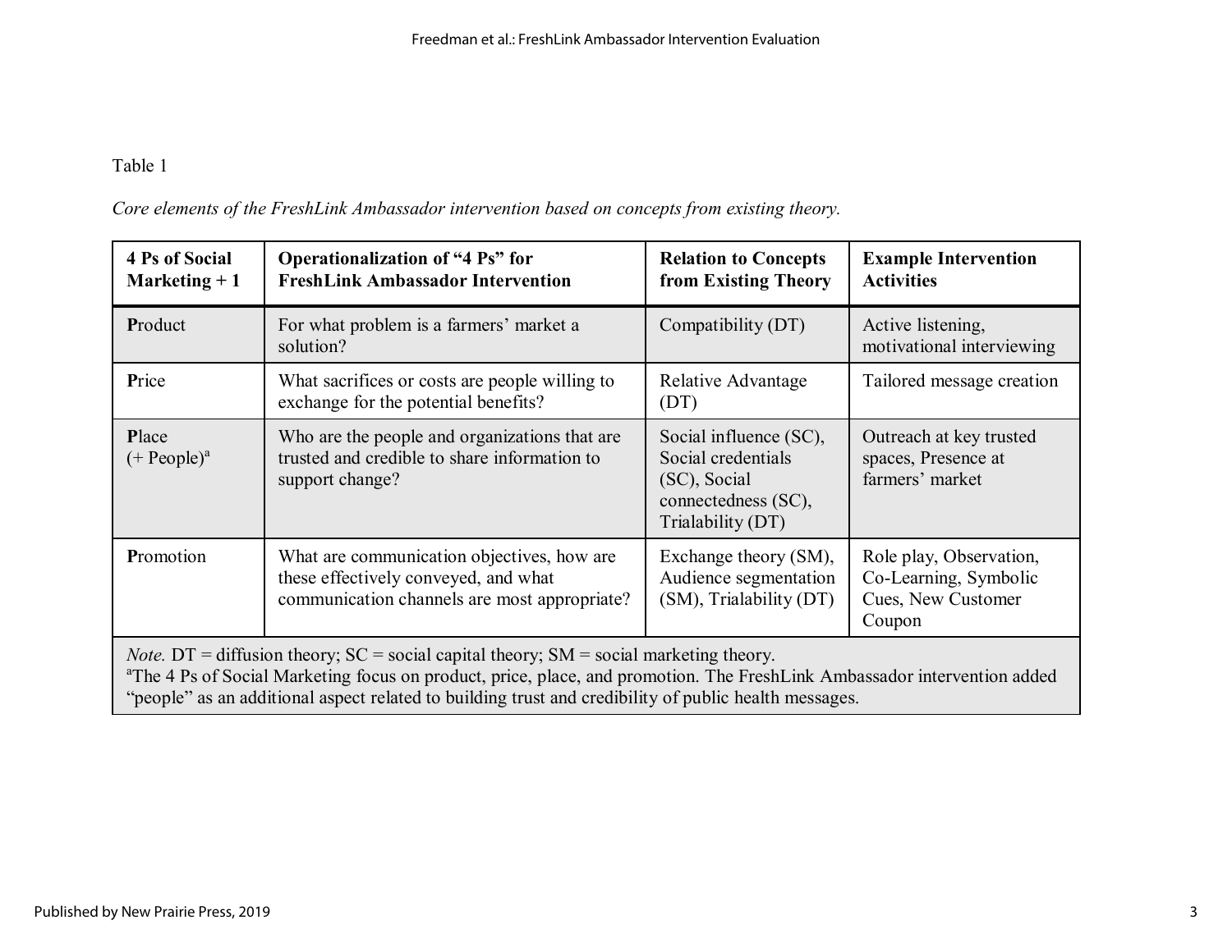Table 1

*Core elements of the FreshLink Ambassador intervention based on concepts from existing theory.*

| 4 Ps of Social Marketing + 1 | Operationalization of "4 Ps" for FreshLink Ambassador Intervention | Relation to Concepts from Existing Theory | Example Intervention Activities |
|---|---|---|---|
| **P**roduct | For what problem is a farmers' market a solution? | Compatibility (DT) | Active listening, motivational interviewing |
| **P**rice | What sacrifices or costs are people willing to exchange for the potential benefits? | Relative Advantage (DT) | Tailored message creation |
| **P**lace (+ People)[a] | Who are the people and organizations that are trusted and credible to share information to support change? | Social influence (SC), Social credentials (SC), Social connectedness (SC), Trialability (DT) | Outreach at key trusted spaces, Presence at farmers' market |
| **P**romotion | What are communication objectives, how are these effectively conveyed, and what communication channels are most appropriate? | Exchange theory (SM), Audience segmentation (SM), Trialability (DT) | Role play, Observation, Co-Learning, Symbolic Cues, New Customer Coupon |

*Note.* DT = diffusion theory; SC = social capital theory; SM = social marketing theory.
[a]The 4 Ps of Social Marketing focus on product, price, place, and promotion. The FreshLink Ambassador intervention added "people" as an additional aspect related to building trust and credibility of public health messages.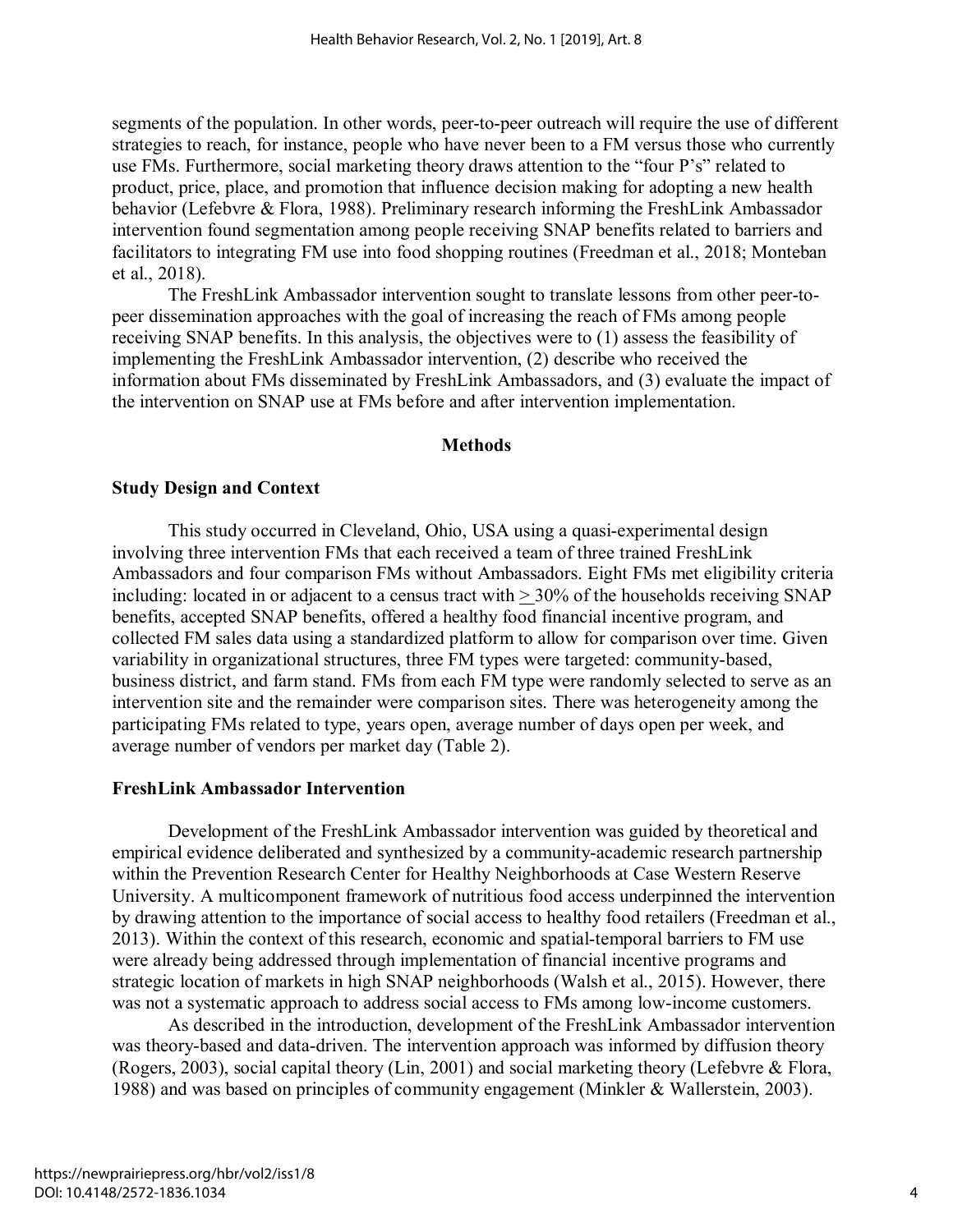segments of the population. In other words, peer-to-peer outreach will require the use of different strategies to reach, for instance, people who have never been to a FM versus those who currently use FMs. Furthermore, social marketing theory draws attention to the "four P's" related to product, price, place, and promotion that influence decision making for adopting a new health behavior (Lefebvre & Flora, 1988). Preliminary research informing the FreshLink Ambassador intervention found segmentation among people receiving SNAP benefits related to barriers and facilitators to integrating FM use into food shopping routines (Freedman et al., 2018; Monteban et al., 2018).

The FreshLink Ambassador intervention sought to translate lessons from other peer-to-peer dissemination approaches with the goal of increasing the reach of FMs among people receiving SNAP benefits. In this analysis, the objectives were to (1) assess the feasibility of implementing the FreshLink Ambassador intervention, (2) describe who received the information about FMs disseminated by FreshLink Ambassadors, and (3) evaluate the impact of the intervention on SNAP use at FMs before and after intervention implementation.

## Methods

### Study Design and Context

This study occurred in Cleveland, Ohio, USA using a quasi-experimental design involving three intervention FMs that each received a team of three trained FreshLink Ambassadors and four comparison FMs without Ambassadors. Eight FMs met eligibility criteria including: located in or adjacent to a census tract with ≥ 30% of the households receiving SNAP benefits, accepted SNAP benefits, offered a healthy food financial incentive program, and collected FM sales data using a standardized platform to allow for comparison over time. Given variability in organizational structures, three FM types were targeted: community-based, business district, and farm stand. FMs from each FM type were randomly selected to serve as an intervention site and the remainder were comparison sites. There was heterogeneity among the participating FMs related to type, years open, average number of days open per week, and average number of vendors per market day (Table 2).

### FreshLink Ambassador Intervention

Development of the FreshLink Ambassador intervention was guided by theoretical and empirical evidence deliberated and synthesized by a community-academic research partnership within the Prevention Research Center for Healthy Neighborhoods at Case Western Reserve University. A multicomponent framework of nutritious food access underpinned the intervention by drawing attention to the importance of social access to healthy food retailers (Freedman et al., 2013). Within the context of this research, economic and spatial-temporal barriers to FM use were already being addressed through implementation of financial incentive programs and strategic location of markets in high SNAP neighborhoods (Walsh et al., 2015). However, there was not a systematic approach to address social access to FMs among low-income customers.

As described in the introduction, development of the FreshLink Ambassador intervention was theory-based and data-driven. The intervention approach was informed by diffusion theory (Rogers, 2003), social capital theory (Lin, 2001) and social marketing theory (Lefebvre & Flora, 1988) and was based on principles of community engagement (Minkler & Wallerstein, 2003).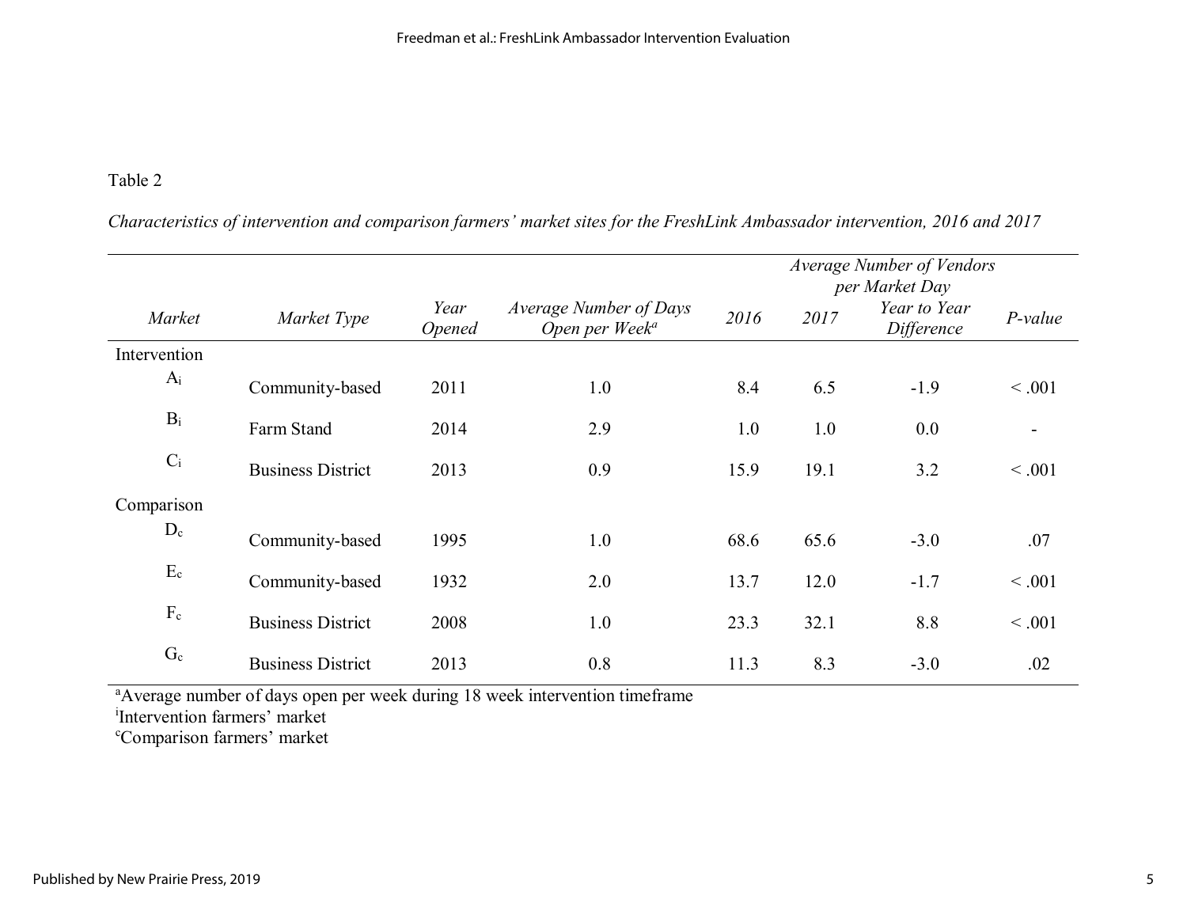Table 2

*Characteristics of intervention and comparison farmers' market sites for the FreshLink Ambassador intervention, 2016 and 2017*

| *Market* | *Market Type* | *Year Opened* | *Average Number of Days Open per Week*[a] | *Average Number of Vendors per Market Day* | | | |
|---|---|---|---|---|---|---|---|
| | | | | *2016* | *2017* | *Year to Year Difference* | *P-value* |
| Intervention | | | | | | | |
| A[i] | Community-based | 2011 | 1.0 | 8.4 | 6.5 | -1.9 | < .001 |
| B[i] | Farm Stand | 2014 | 2.9 | 1.0 | 1.0 | 0.0 | - |
| C[i] | Business District | 2013 | 0.9 | 15.9 | 19.1 | 3.2 | < .001 |
| Comparison | | | | | | | |
| D[c] | Community-based | 1995 | 1.0 | 68.6 | 65.6 | -3.0 | .07 |
| E[c] | Community-based | 1932 | 2.0 | 13.7 | 12.0 | -1.7 | < .001 |
| F[c] | Business District | 2008 | 1.0 | 23.3 | 32.1 | 8.8 | < .001 |
| G[c] | Business District | 2013 | 0.8 | 11.3 | 8.3 | -3.0 | .02 |

[a]Average number of days open per week during 18 week intervention timeframe
[i]Intervention farmers' market
[c]Comparison farmers' market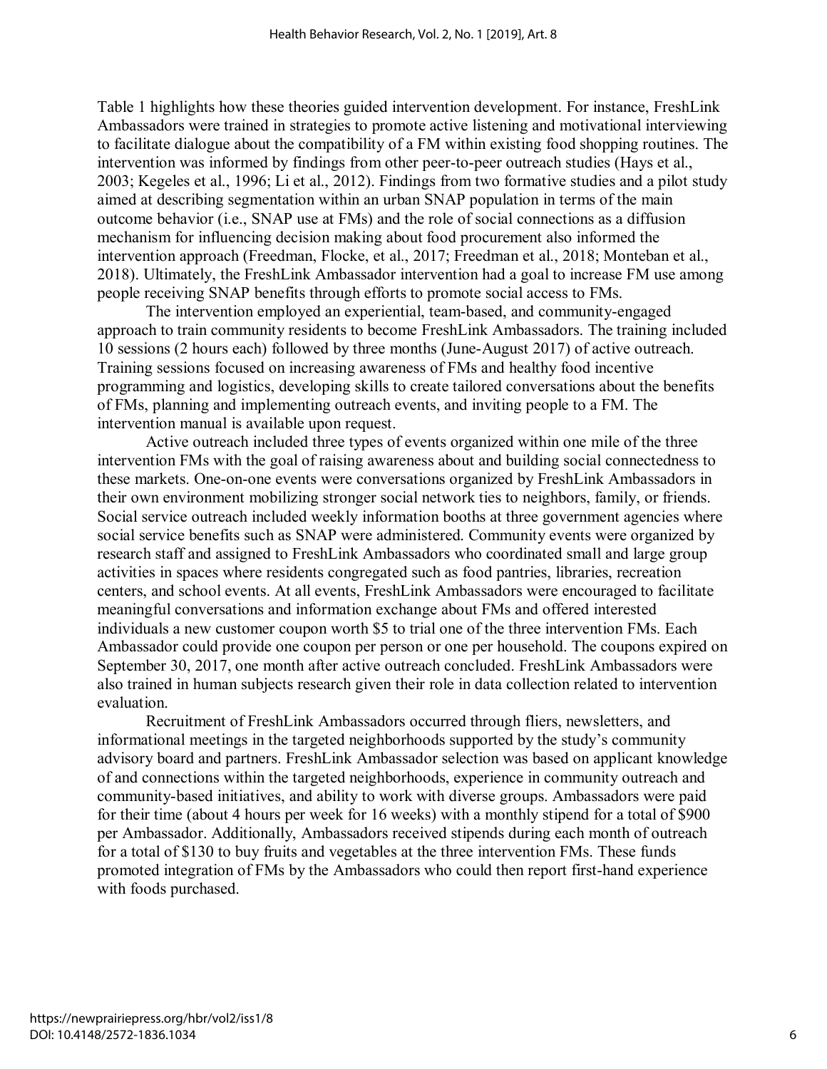Table 1 highlights how these theories guided intervention development. For instance, FreshLink Ambassadors were trained in strategies to promote active listening and motivational interviewing to facilitate dialogue about the compatibility of a FM within existing food shopping routines. The intervention was informed by findings from other peer-to-peer outreach studies (Hays et al., 2003; Kegeles et al., 1996; Li et al., 2012). Findings from two formative studies and a pilot study aimed at describing segmentation within an urban SNAP population in terms of the main outcome behavior (i.e., SNAP use at FMs) and the role of social connections as a diffusion mechanism for influencing decision making about food procurement also informed the intervention approach (Freedman, Flocke, et al., 2017; Freedman et al., 2018; Monteban et al., 2018). Ultimately, the FreshLink Ambassador intervention had a goal to increase FM use among people receiving SNAP benefits through efforts to promote social access to FMs.

The intervention employed an experiential, team-based, and community-engaged approach to train community residents to become FreshLink Ambassadors. The training included 10 sessions (2 hours each) followed by three months (June-August 2017) of active outreach. Training sessions focused on increasing awareness of FMs and healthy food incentive programming and logistics, developing skills to create tailored conversations about the benefits of FMs, planning and implementing outreach events, and inviting people to a FM. The intervention manual is available upon request.

Active outreach included three types of events organized within one mile of the three intervention FMs with the goal of raising awareness about and building social connectedness to these markets. One-on-one events were conversations organized by FreshLink Ambassadors in their own environment mobilizing stronger social network ties to neighbors, family, or friends. Social service outreach included weekly information booths at three government agencies where social service benefits such as SNAP were administered. Community events were organized by research staff and assigned to FreshLink Ambassadors who coordinated small and large group activities in spaces where residents congregated such as food pantries, libraries, recreation centers, and school events. At all events, FreshLink Ambassadors were encouraged to facilitate meaningful conversations and information exchange about FMs and offered interested individuals a new customer coupon worth $5 to trial one of the three intervention FMs. Each Ambassador could provide one coupon per person or one per household. The coupons expired on September 30, 2017, one month after active outreach concluded. FreshLink Ambassadors were also trained in human subjects research given their role in data collection related to intervention evaluation.

Recruitment of FreshLink Ambassadors occurred through fliers, newsletters, and informational meetings in the targeted neighborhoods supported by the study's community advisory board and partners. FreshLink Ambassador selection was based on applicant knowledge of and connections within the targeted neighborhoods, experience in community outreach and community-based initiatives, and ability to work with diverse groups. Ambassadors were paid for their time (about 4 hours per week for 16 weeks) with a monthly stipend for a total of $900 per Ambassador. Additionally, Ambassadors received stipends during each month of outreach for a total of $130 to buy fruits and vegetables at the three intervention FMs. These funds promoted integration of FMs by the Ambassadors who could then report first-hand experience with foods purchased.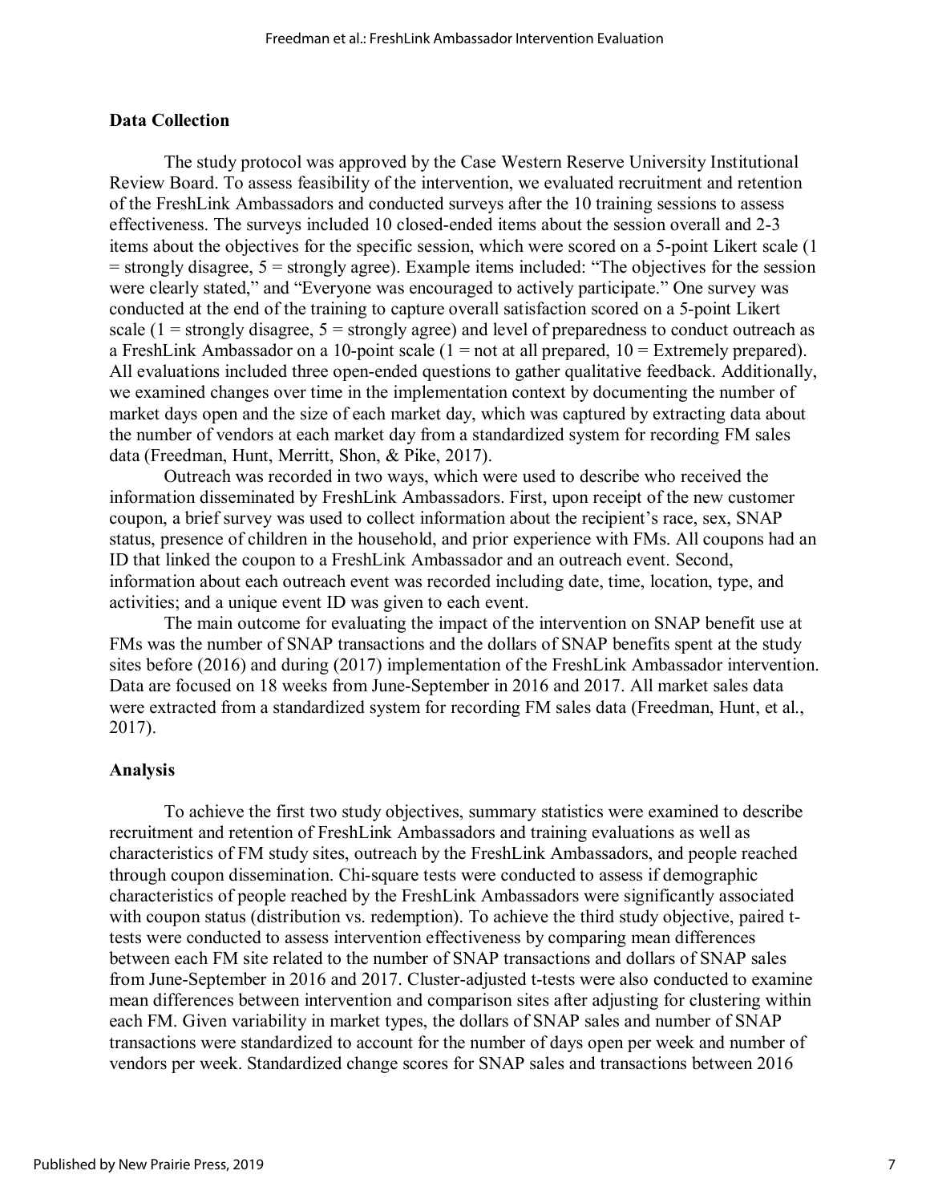### Data Collection

The study protocol was approved by the Case Western Reserve University Institutional Review Board. To assess feasibility of the intervention, we evaluated recruitment and retention of the FreshLink Ambassadors and conducted surveys after the 10 training sessions to assess effectiveness. The surveys included 10 closed-ended items about the session overall and 2-3 items about the objectives for the specific session, which were scored on a 5-point Likert scale (1 = strongly disagree, 5 = strongly agree). Example items included: "The objectives for the session were clearly stated," and "Everyone was encouraged to actively participate." One survey was conducted at the end of the training to capture overall satisfaction scored on a 5-point Likert scale (1 = strongly disagree, 5 = strongly agree) and level of preparedness to conduct outreach as a FreshLink Ambassador on a 10-point scale (1 = not at all prepared, 10 = Extremely prepared). All evaluations included three open-ended questions to gather qualitative feedback. Additionally, we examined changes over time in the implementation context by documenting the number of market days open and the size of each market day, which was captured by extracting data about the number of vendors at each market day from a standardized system for recording FM sales data (Freedman, Hunt, Merritt, Shon, & Pike, 2017).

Outreach was recorded in two ways, which were used to describe who received the information disseminated by FreshLink Ambassadors. First, upon receipt of the new customer coupon, a brief survey was used to collect information about the recipient's race, sex, SNAP status, presence of children in the household, and prior experience with FMs. All coupons had an ID that linked the coupon to a FreshLink Ambassador and an outreach event. Second, information about each outreach event was recorded including date, time, location, type, and activities; and a unique event ID was given to each event.

The main outcome for evaluating the impact of the intervention on SNAP benefit use at FMs was the number of SNAP transactions and the dollars of SNAP benefits spent at the study sites before (2016) and during (2017) implementation of the FreshLink Ambassador intervention. Data are focused on 18 weeks from June-September in 2016 and 2017. All market sales data were extracted from a standardized system for recording FM sales data (Freedman, Hunt, et al., 2017).

### Analysis

To achieve the first two study objectives, summary statistics were examined to describe recruitment and retention of FreshLink Ambassadors and training evaluations as well as characteristics of FM study sites, outreach by the FreshLink Ambassadors, and people reached through coupon dissemination. Chi-square tests were conducted to assess if demographic characteristics of people reached by the FreshLink Ambassadors were significantly associated with coupon status (distribution vs. redemption). To achieve the third study objective, paired t-tests were conducted to assess intervention effectiveness by comparing mean differences between each FM site related to the number of SNAP transactions and dollars of SNAP sales from June-September in 2016 and 2017. Cluster-adjusted t-tests were also conducted to examine mean differences between intervention and comparison sites after adjusting for clustering within each FM. Given variability in market types, the dollars of SNAP sales and number of SNAP transactions were standardized to account for the number of days open per week and number of vendors per week. Standardized change scores for SNAP sales and transactions between 2016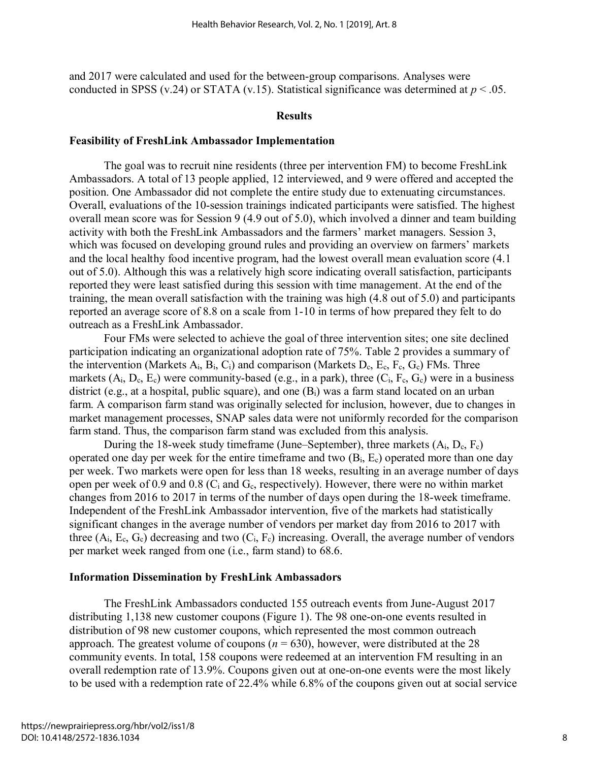and 2017 were calculated and used for the between-group comparisons. Analyses were conducted in SPSS (v.24) or STATA (v.15). Statistical significance was determined at $p < .05$.

## Results

### Feasibility of FreshLink Ambassador Implementation

The goal was to recruit nine residents (three per intervention FM) to become FreshLink Ambassadors. A total of 13 people applied, 12 interviewed, and 9 were offered and accepted the position. One Ambassador did not complete the entire study due to extenuating circumstances. Overall, evaluations of the 10-session trainings indicated participants were satisfied. The highest overall mean score was for Session 9 (4.9 out of 5.0), which involved a dinner and team building activity with both the FreshLink Ambassadors and the farmers' market managers. Session 3, which was focused on developing ground rules and providing an overview on farmers' markets and the local healthy food incentive program, had the lowest overall mean evaluation score (4.1 out of 5.0). Although this was a relatively high score indicating overall satisfaction, participants reported they were least satisfied during this session with time management. At the end of the training, the mean overall satisfaction with the training was high (4.8 out of 5.0) and participants reported an average score of 8.8 on a scale from 1-10 in terms of how prepared they felt to do outreach as a FreshLink Ambassador.

Four FMs were selected to achieve the goal of three intervention sites; one site declined participation indicating an organizational adoption rate of 75%. Table 2 provides a summary of the intervention (Markets $A_i$, $B_i$, $C_i$) and comparison (Markets $D_c$, $E_c$, $F_c$, $G_c$) FMs. Three markets ($A_i$, $D_c$, $E_c$) were community-based (e.g., in a park), three ($C_i$, $F_c$, $G_c$) were in a business district (e.g., at a hospital, public square), and one ($B_i$) was a farm stand located on an urban farm. A comparison farm stand was originally selected for inclusion, however, due to changes in market management processes, SNAP sales data were not uniformly recorded for the comparison farm stand. Thus, the comparison farm stand was excluded from this analysis.

During the 18-week study timeframe (June–September), three markets ($A_i$, $D_c$, $F_c$) operated one day per week for the entire timeframe and two ($B_i$, $E_c$) operated more than one day per week. Two markets were open for less than 18 weeks, resulting in an average number of days open per week of 0.9 and 0.8 ($C_i$ and $G_c$, respectively). However, there were no within market changes from 2016 to 2017 in terms of the number of days open during the 18-week timeframe. Independent of the FreshLink Ambassador intervention, five of the markets had statistically significant changes in the average number of vendors per market day from 2016 to 2017 with three ($A_i$, $E_c$, $G_c$) decreasing and two ($C_i$, $F_c$) increasing. Overall, the average number of vendors per market week ranged from one (i.e., farm stand) to 68.6.

### Information Dissemination by FreshLink Ambassadors

The FreshLink Ambassadors conducted 155 outreach events from June-August 2017 distributing 1,138 new customer coupons (Figure 1). The 98 one-on-one events resulted in distribution of 98 new customer coupons, which represented the most common outreach approach. The greatest volume of coupons ($n = 630$), however, were distributed at the 28 community events. In total, 158 coupons were redeemed at an intervention FM resulting in an overall redemption rate of 13.9%. Coupons given out at one-on-one events were the most likely to be used with a redemption rate of 22.4% while 6.8% of the coupons given out at social service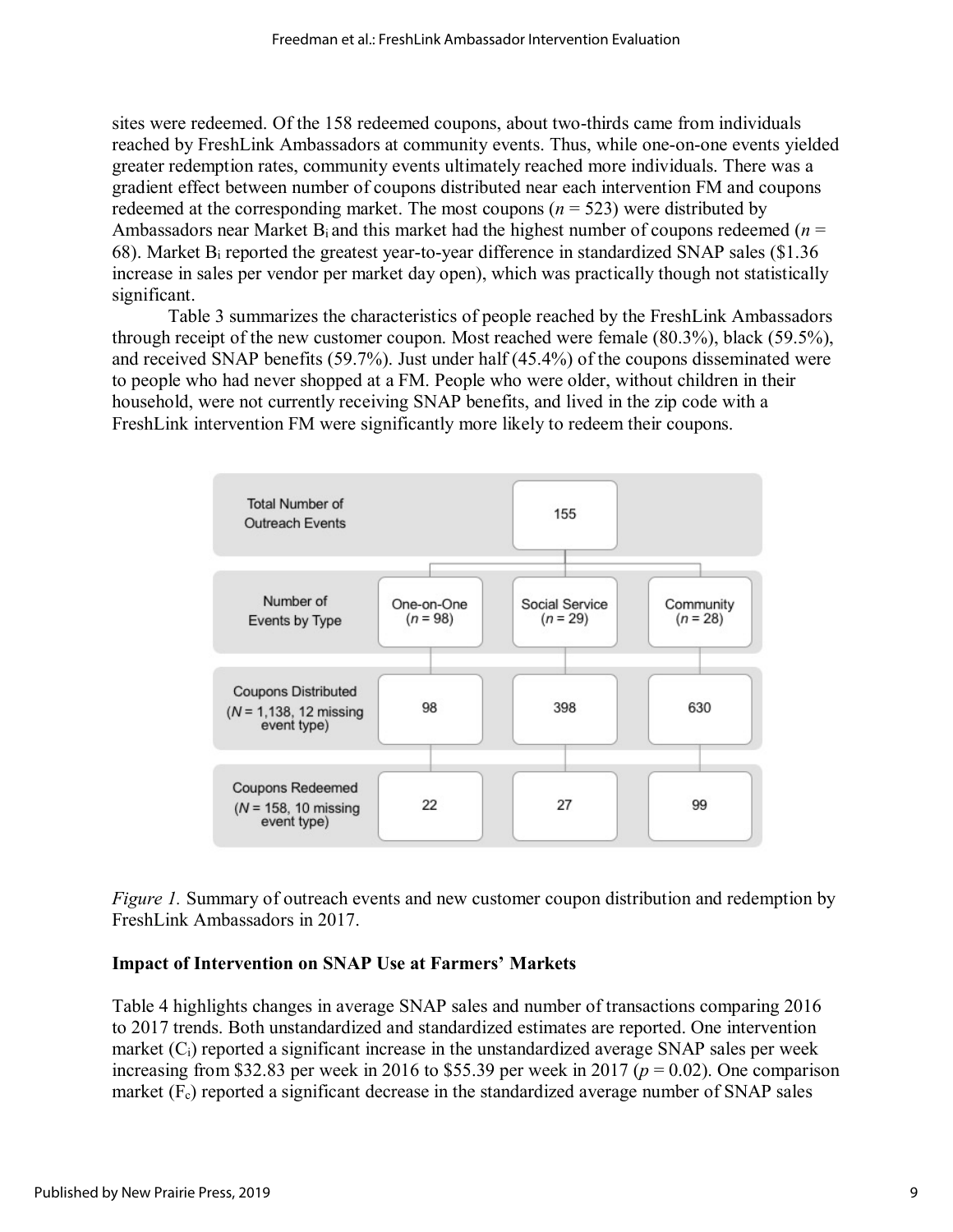sites were redeemed. Of the 158 redeemed coupons, about two-thirds came from individuals reached by FreshLink Ambassadors at community events. Thus, while one-on-one events yielded greater redemption rates, community events ultimately reached more individuals. There was a gradient effect between number of coupons distributed near each intervention FM and coupons redeemed at the corresponding market. The most coupons (*n* = 523) were distributed by Ambassadors near Market $B_i$ and this market had the highest number of coupons redeemed (*n* = 68). Market $B_i$ reported the greatest year-to-year difference in standardized SNAP sales ($1.36 increase in sales per vendor per market day open), which was practically though not statistically significant.

Table 3 summarizes the characteristics of people reached by the FreshLink Ambassadors through receipt of the new customer coupon. Most reached were female (80.3%), black (59.5%), and received SNAP benefits (59.7%). Just under half (45.4%) of the coupons disseminated were to people who had never shopped at a FM. People who were older, without children in their household, were not currently receiving SNAP benefits, and lived in the zip code with a FreshLink intervention FM were significantly more likely to redeem their coupons.

| Total Number of Outreach Events | 155 | | |
|---|---|---|---|
| Number of Events by Type | One-on-One (*n* = 98) | Social Service (*n* = 29) | Community (*n* = 28) |
| Coupons Distributed (*N* = 1,138, 12 missing event type) | 98 | 398 | 630 |
| Coupons Redeemed (*N* = 158, 10 missing event type) | 22 | 27 | 99 |

*Figure 1.* Summary of outreach events and new customer coupon distribution and redemption by FreshLink Ambassadors in 2017.

### Impact of Intervention on SNAP Use at Farmers' Markets

Table 4 highlights changes in average SNAP sales and number of transactions comparing 2016 to 2017 trends. Both unstandardized and standardized estimates are reported. One intervention market ($C_i$) reported a significant increase in the unstandardized average SNAP sales per week increasing from $32.83 per week in 2016 to $55.39 per week in 2017 ($p = 0.02$). One comparison market ($F_c$) reported a significant decrease in the standardized average number of SNAP sales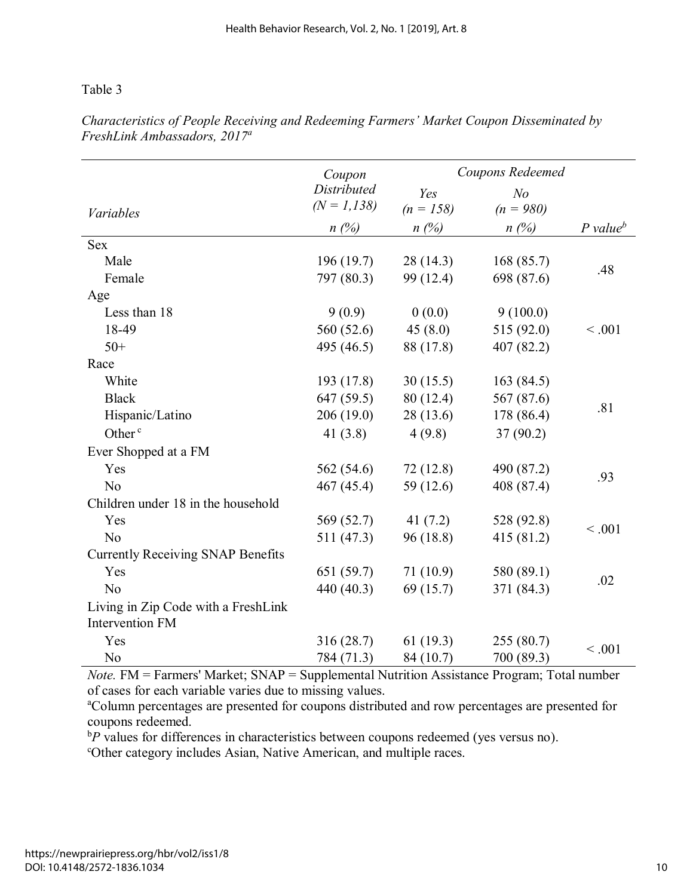Table 3

*Characteristics of People Receiving and Redeeming Farmers' Market Coupon Disseminated by FreshLink Ambassadors, 2017*[a]

| *Variables* | *Coupon Distributed (N = 1,138)* | *Coupons Redeemed* | | |
|---|---|---|---|---|
| | | *Yes (n = 158)* | *No (n = 980)* | |
| | *n (%)* | *n (%)* | *n (%)* | *P value*[b] |
| Sex | | | | |
| Male | 196 (19.7) | 28 (14.3) | 168 (85.7) | .48 |
| Female | 797 (80.3) | 99 (12.4) | 698 (87.6) | |
| Age | | | | |
| Less than 18 | 9 (0.9) | 0 (0.0) | 9 (100.0) | < .001 |
| 18-49 | 560 (52.6) | 45 (8.0) | 515 (92.0) | |
| 50+ | 495 (46.5) | 88 (17.8) | 407 (82.2) | |
| Race | | | | |
| White | 193 (17.8) | 30 (15.5) | 163 (84.5) | .81 |
| Black | 647 (59.5) | 80 (12.4) | 567 (87.6) | |
| Hispanic/Latino | 206 (19.0) | 28 (13.6) | 178 (86.4) | |
| Other[c] | 41 (3.8) | 4 (9.8) | 37 (90.2) | |
| Ever Shopped at a FM | | | | |
| Yes | 562 (54.6) | 72 (12.8) | 490 (87.2) | .93 |
| No | 467 (45.4) | 59 (12.6) | 408 (87.4) | |
| Children under 18 in the household | | | | |
| Yes | 569 (52.7) | 41 (7.2) | 528 (92.8) | < .001 |
| No | 511 (47.3) | 96 (18.8) | 415 (81.2) | |
| Currently Receiving SNAP Benefits | | | | |
| Yes | 651 (59.7) | 71 (10.9) | 580 (89.1) | .02 |
| No | 440 (40.3) | 69 (15.7) | 371 (84.3) | |
| Living in Zip Code with a FreshLink Intervention FM | | | | |
| Yes | 316 (28.7) | 61 (19.3) | 255 (80.7) | < .001 |
| No | 784 (71.3) | 84 (10.7) | 700 (89.3) | |

*Note.* FM = Farmers' Market; SNAP = Supplemental Nutrition Assistance Program; Total number of cases for each variable varies due to missing values.

[a]Column percentages are presented for coupons distributed and row percentages are presented for coupons redeemed.

[b]*P* values for differences in characteristics between coupons redeemed (yes versus no).

[c]Other category includes Asian, Native American, and multiple races.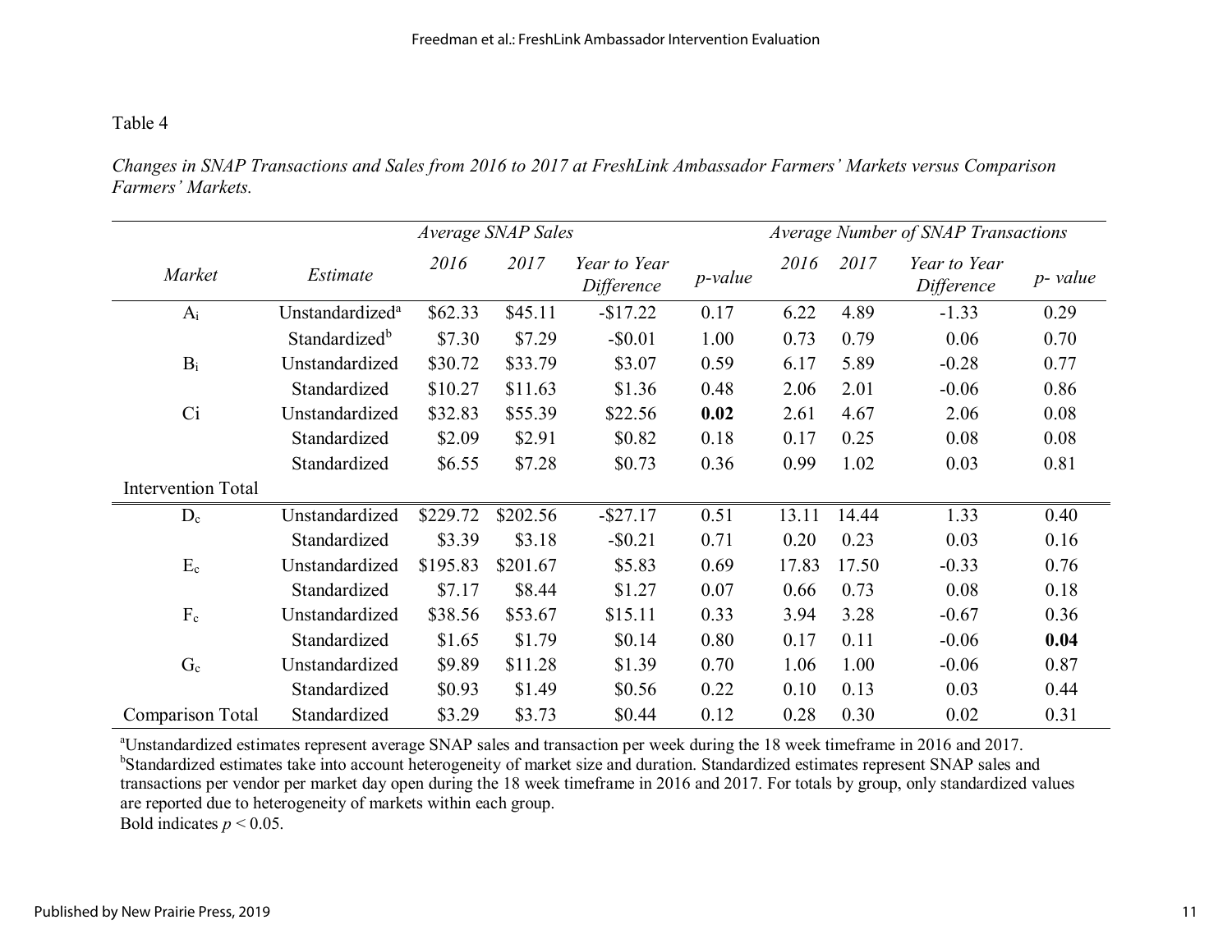Table 4

*Changes in SNAP Transactions and Sales from 2016 to 2017 at FreshLink Ambassador Farmers' Markets versus Comparison Farmers' Markets.*

| | | *Average SNAP Sales* | | | | *Average Number of SNAP Transactions* | | | |
|---|---|---|---|---|---|---|---|---|---|
| *Market* | *Estimate* | *2016* | *2017* | *Year to Year Difference* | *p-value* | *2016* | *2017* | *Year to Year Difference* | *p- value* |
| $A_i$ | Unstandardized[a] | $62.33 | $45.11 | -$17.22 | 0.17 | 6.22 | 4.89 | -1.33 | 0.29 |
| | Standardized[b] | $7.30 | $7.29 | -$0.01 | 1.00 | 0.73 | 0.79 | 0.06 | 0.70 |
| $B_i$ | Unstandardized | $30.72 | $33.79 | $3.07 | 0.59 | 6.17 | 5.89 | -0.28 | 0.77 |
| | Standardized | $10.27 | $11.63 | $1.36 | 0.48 | 2.06 | 2.01 | -0.06 | 0.86 |
| Ci | Unstandardized | $32.83 | $55.39 | $22.56 | **0.02** | 2.61 | 4.67 | 2.06 | 0.08 |
| | Standardized | $2.09 | $2.91 | $0.82 | 0.18 | 0.17 | 0.25 | 0.08 | 0.08 |
| | Standardized | $6.55 | $7.28 | $0.73 | 0.36 | 0.99 | 1.02 | 0.03 | 0.81 |
| Intervention Total | | | | | | | | | |
| $D_c$ | Unstandardized | $229.72 | $202.56 | -$27.17 | 0.51 | 13.11 | 14.44 | 1.33 | 0.40 |
| | Standardized | $3.39 | $3.18 | -$0.21 | 0.71 | 0.20 | 0.23 | 0.03 | 0.16 |
| $E_c$ | Unstandardized | $195.83 | $201.67 | $5.83 | 0.69 | 17.83 | 17.50 | -0.33 | 0.76 |
| | Standardized | $7.17 | $8.44 | $1.27 | 0.07 | 0.66 | 0.73 | 0.08 | 0.18 |
| $F_c$ | Unstandardized | $38.56 | $53.67 | $15.11 | 0.33 | 3.94 | 3.28 | -0.67 | 0.36 |
| | Standardized | $1.65 | $1.79 | $0.14 | 0.80 | 0.17 | 0.11 | -0.06 | **0.04** |
| $G_c$ | Unstandardized | $9.89 | $11.28 | $1.39 | 0.70 | 1.06 | 1.00 | -0.06 | 0.87 |
| | Standardized | $0.93 | $1.49 | $0.56 | 0.22 | 0.10 | 0.13 | 0.03 | 0.44 |
| Comparison Total | Standardized | $3.29 | $3.73 | $0.44 | 0.12 | 0.28 | 0.30 | 0.02 | 0.31 |

[a]Unstandardized estimates represent average SNAP sales and transaction per week during the 18 week timeframe in 2016 and 2017.
[b]Standardized estimates take into account heterogeneity of market size and duration. Standardized estimates represent SNAP sales and transactions per vendor per market day open during the 18 week timeframe in 2016 and 2017. For totals by group, only standardized values are reported due to heterogeneity of markets within each group.
Bold indicates $p < 0.05$.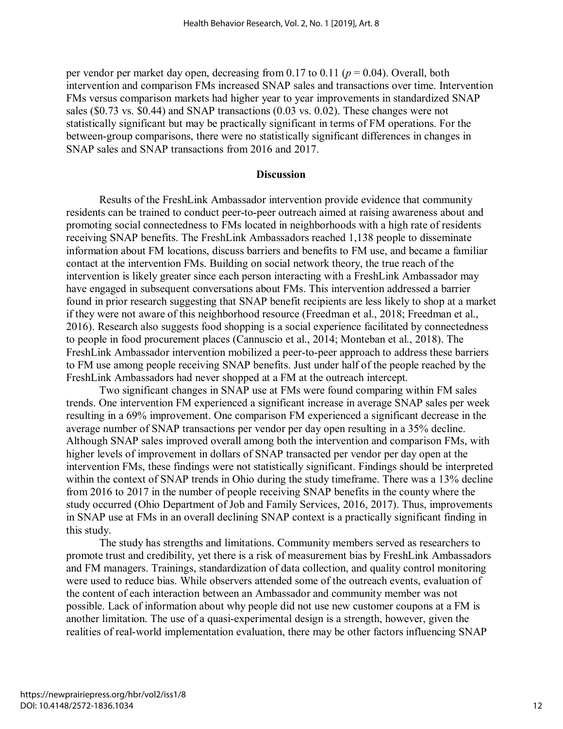per vendor per market day open, decreasing from 0.17 to 0.11 ($p = 0.04$). Overall, both intervention and comparison FMs increased SNAP sales and transactions over time. Intervention FMs versus comparison markets had higher year to year improvements in standardized SNAP sales (\$0.73 vs. \$0.44) and SNAP transactions (0.03 vs. 0.02). These changes were not statistically significant but may be practically significant in terms of FM operations. For the between-group comparisons, there were no statistically significant differences in changes in SNAP sales and SNAP transactions from 2016 and 2017.

## Discussion

Results of the FreshLink Ambassador intervention provide evidence that community residents can be trained to conduct peer-to-peer outreach aimed at raising awareness about and promoting social connectedness to FMs located in neighborhoods with a high rate of residents receiving SNAP benefits. The FreshLink Ambassadors reached 1,138 people to disseminate information about FM locations, discuss barriers and benefits to FM use, and became a familiar contact at the intervention FMs. Building on social network theory, the true reach of the intervention is likely greater since each person interacting with a FreshLink Ambassador may have engaged in subsequent conversations about FMs. This intervention addressed a barrier found in prior research suggesting that SNAP benefit recipients are less likely to shop at a market if they were not aware of this neighborhood resource (Freedman et al., 2018; Freedman et al., 2016). Research also suggests food shopping is a social experience facilitated by connectedness to people in food procurement places (Cannuscio et al., 2014; Monteban et al., 2018). The FreshLink Ambassador intervention mobilized a peer-to-peer approach to address these barriers to FM use among people receiving SNAP benefits. Just under half of the people reached by the FreshLink Ambassadors had never shopped at a FM at the outreach intercept.

Two significant changes in SNAP use at FMs were found comparing within FM sales trends. One intervention FM experienced a significant increase in average SNAP sales per week resulting in a 69% improvement. One comparison FM experienced a significant decrease in the average number of SNAP transactions per vendor per day open resulting in a 35% decline. Although SNAP sales improved overall among both the intervention and comparison FMs, with higher levels of improvement in dollars of SNAP transacted per vendor per day open at the intervention FMs, these findings were not statistically significant. Findings should be interpreted within the context of SNAP trends in Ohio during the study timeframe. There was a 13% decline from 2016 to 2017 in the number of people receiving SNAP benefits in the county where the study occurred (Ohio Department of Job and Family Services, 2016, 2017). Thus, improvements in SNAP use at FMs in an overall declining SNAP context is a practically significant finding in this study.

The study has strengths and limitations. Community members served as researchers to promote trust and credibility, yet there is a risk of measurement bias by FreshLink Ambassadors and FM managers. Trainings, standardization of data collection, and quality control monitoring were used to reduce bias. While observers attended some of the outreach events, evaluation of the content of each interaction between an Ambassador and community member was not possible. Lack of information about why people did not use new customer coupons at a FM is another limitation. The use of a quasi-experimental design is a strength, however, given the realities of real-world implementation evaluation, there may be other factors influencing SNAP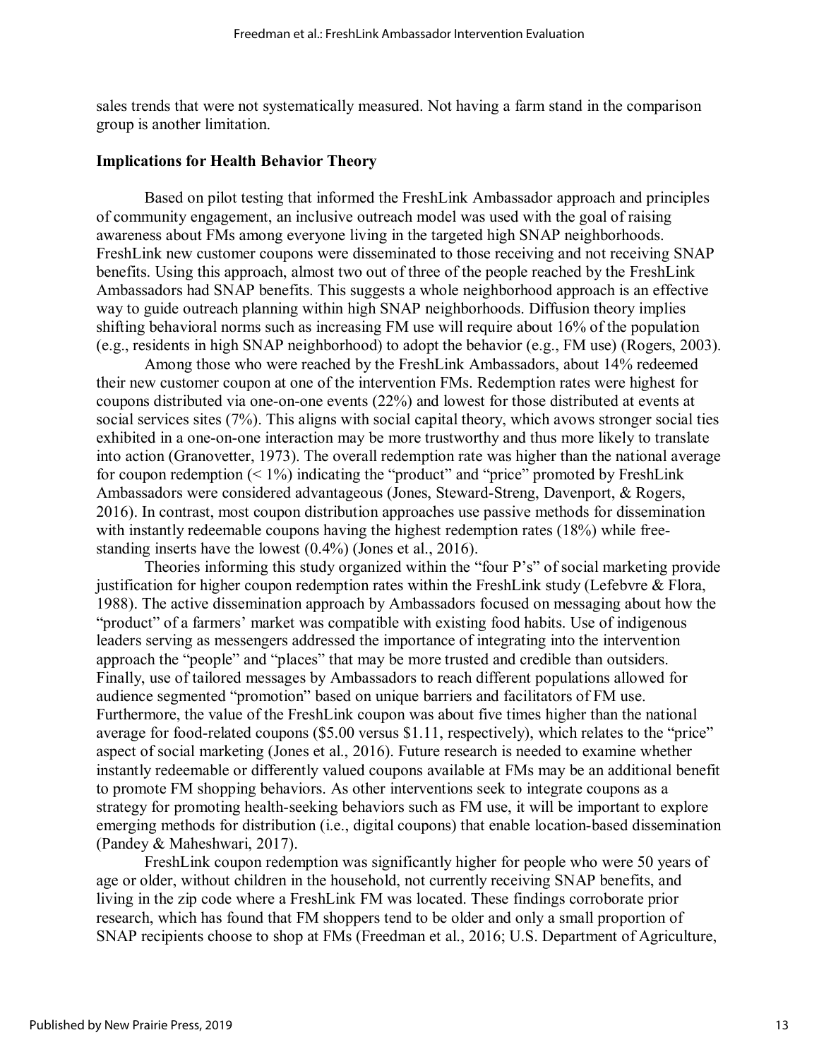sales trends that were not systematically measured. Not having a farm stand in the comparison group is another limitation.

### Implications for Health Behavior Theory

Based on pilot testing that informed the FreshLink Ambassador approach and principles of community engagement, an inclusive outreach model was used with the goal of raising awareness about FMs among everyone living in the targeted high SNAP neighborhoods. FreshLink new customer coupons were disseminated to those receiving and not receiving SNAP benefits. Using this approach, almost two out of three of the people reached by the FreshLink Ambassadors had SNAP benefits. This suggests a whole neighborhood approach is an effective way to guide outreach planning within high SNAP neighborhoods. Diffusion theory implies shifting behavioral norms such as increasing FM use will require about 16% of the population (e.g., residents in high SNAP neighborhood) to adopt the behavior (e.g., FM use) (Rogers, 2003).

Among those who were reached by the FreshLink Ambassadors, about 14% redeemed their new customer coupon at one of the intervention FMs. Redemption rates were highest for coupons distributed via one-on-one events (22%) and lowest for those distributed at events at social services sites (7%). This aligns with social capital theory, which avows stronger social ties exhibited in a one-on-one interaction may be more trustworthy and thus more likely to translate into action (Granovetter, 1973). The overall redemption rate was higher than the national average for coupon redemption (< 1%) indicating the "product" and "price" promoted by FreshLink Ambassadors were considered advantageous (Jones, Steward-Streng, Davenport, & Rogers, 2016). In contrast, most coupon distribution approaches use passive methods for dissemination with instantly redeemable coupons having the highest redemption rates (18%) while free-standing inserts have the lowest (0.4%) (Jones et al., 2016).

Theories informing this study organized within the "four P's" of social marketing provide justification for higher coupon redemption rates within the FreshLink study (Lefebvre & Flora, 1988). The active dissemination approach by Ambassadors focused on messaging about how the "product" of a farmers' market was compatible with existing food habits. Use of indigenous leaders serving as messengers addressed the importance of integrating into the intervention approach the "people" and "places" that may be more trusted and credible than outsiders. Finally, use of tailored messages by Ambassadors to reach different populations allowed for audience segmented "promotion" based on unique barriers and facilitators of FM use. Furthermore, the value of the FreshLink coupon was about five times higher than the national average for food-related coupons ($5.00 versus $1.11, respectively), which relates to the "price" aspect of social marketing (Jones et al., 2016). Future research is needed to examine whether instantly redeemable or differently valued coupons available at FMs may be an additional benefit to promote FM shopping behaviors. As other interventions seek to integrate coupons as a strategy for promoting health-seeking behaviors such as FM use, it will be important to explore emerging methods for distribution (i.e., digital coupons) that enable location-based dissemination (Pandey & Maheshwari, 2017).

FreshLink coupon redemption was significantly higher for people who were 50 years of age or older, without children in the household, not currently receiving SNAP benefits, and living in the zip code where a FreshLink FM was located. These findings corroborate prior research, which has found that FM shoppers tend to be older and only a small proportion of SNAP recipients choose to shop at FMs (Freedman et al., 2016; U.S. Department of Agriculture,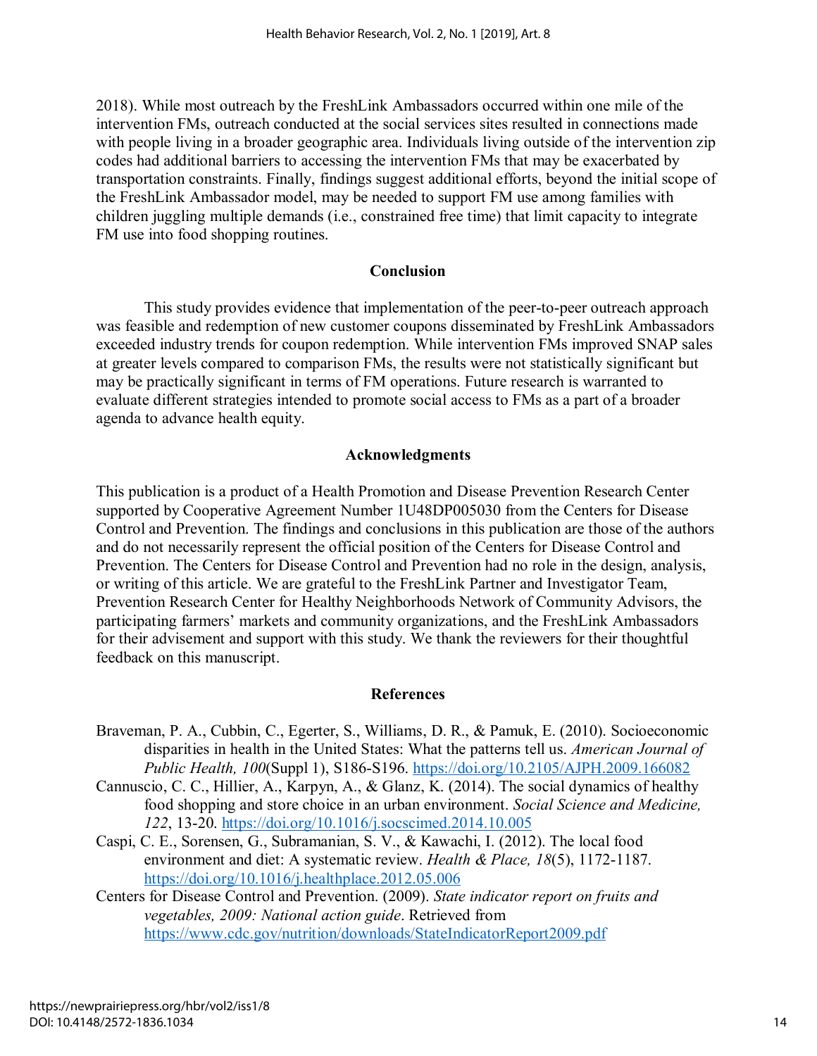2018). While most outreach by the FreshLink Ambassadors occurred within one mile of the intervention FMs, outreach conducted at the social services sites resulted in connections made with people living in a broader geographic area. Individuals living outside of the intervention zip codes had additional barriers to accessing the intervention FMs that may be exacerbated by transportation constraints. Finally, findings suggest additional efforts, beyond the initial scope of the FreshLink Ambassador model, may be needed to support FM use among families with children juggling multiple demands (i.e., constrained free time) that limit capacity to integrate FM use into food shopping routines.

## Conclusion

This study provides evidence that implementation of the peer-to-peer outreach approach was feasible and redemption of new customer coupons disseminated by FreshLink Ambassadors exceeded industry trends for coupon redemption. While intervention FMs improved SNAP sales at greater levels compared to comparison FMs, the results were not statistically significant but may be practically significant in terms of FM operations. Future research is warranted to evaluate different strategies intended to promote social access to FMs as a part of a broader agenda to advance health equity.

## Acknowledgments

This publication is a product of a Health Promotion and Disease Prevention Research Center supported by Cooperative Agreement Number 1U48DP005030 from the Centers for Disease Control and Prevention. The findings and conclusions in this publication are those of the authors and do not necessarily represent the official position of the Centers for Disease Control and Prevention. The Centers for Disease Control and Prevention had no role in the design, analysis, or writing of this article. We are grateful to the FreshLink Partner and Investigator Team, Prevention Research Center for Healthy Neighborhoods Network of Community Advisors, the participating farmers' markets and community organizations, and the FreshLink Ambassadors for their advisement and support with this study. We thank the reviewers for their thoughtful feedback on this manuscript.

## References

Braveman, P. A., Cubbin, C., Egerter, S., Williams, D. R., & Pamuk, E. (2010). Socioeconomic disparities in health in the United States: What the patterns tell us. *American Journal of Public Health, 100*(Suppl 1), S186-S196. https://doi.org/10.2105/AJPH.2009.166082

Cannuscio, C. C., Hillier, A., Karpyn, A., & Glanz, K. (2014). The social dynamics of healthy food shopping and store choice in an urban environment. *Social Science and Medicine, 122*, 13-20. https://doi.org/10.1016/j.socscimed.2014.10.005

Caspi, C. E., Sorensen, G., Subramanian, S. V., & Kawachi, I. (2012). The local food environment and diet: A systematic review. *Health & Place, 18*(5), 1172-1187. https://doi.org/10.1016/j.healthplace.2012.05.006

Centers for Disease Control and Prevention. (2009). *State indicator report on fruits and vegetables, 2009: National action guide*. Retrieved from https://www.cdc.gov/nutrition/downloads/StateIndicatorReport2009.pdf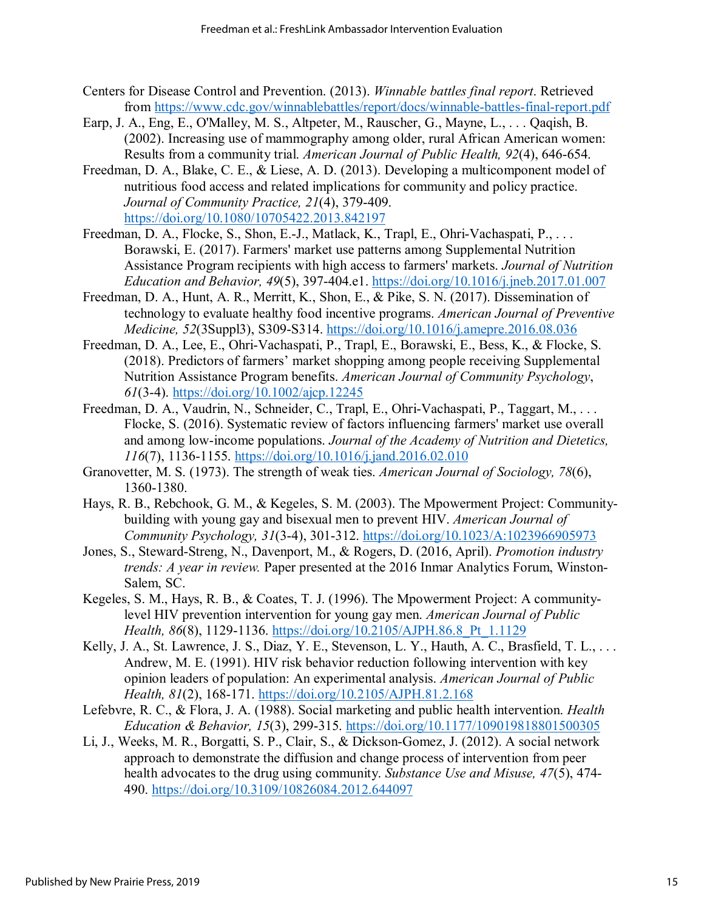Centers for Disease Control and Prevention. (2013). *Winnable battles final report*. Retrieved from https://www.cdc.gov/winnablebattles/report/docs/winnable-battles-final-report.pdf

Earp, J. A., Eng, E., O'Malley, M. S., Altpeter, M., Rauscher, G., Mayne, L., . . . Qaqish, B. (2002). Increasing use of mammography among older, rural African American women: Results from a community trial. *American Journal of Public Health, 92*(4), 646-654.

Freedman, D. A., Blake, C. E., & Liese, A. D. (2013). Developing a multicomponent model of nutritious food access and related implications for community and policy practice. *Journal of Community Practice, 21*(4), 379-409. https://doi.org/10.1080/10705422.2013.842197

Freedman, D. A., Flocke, S., Shon, E.-J., Matlack, K., Trapl, E., Ohri-Vachaspati, P., . . . Borawski, E. (2017). Farmers' market use patterns among Supplemental Nutrition Assistance Program recipients with high access to farmers' markets. *Journal of Nutrition Education and Behavior, 49*(5), 397-404.e1. https://doi.org/10.1016/j.jneb.2017.01.007

Freedman, D. A., Hunt, A. R., Merritt, K., Shon, E., & Pike, S. N. (2017). Dissemination of technology to evaluate healthy food incentive programs. *American Journal of Preventive Medicine, 52*(3Suppl3), S309-S314. https://doi.org/10.1016/j.amepre.2016.08.036

Freedman, D. A., Lee, E., Ohri-Vachaspati, P., Trapl, E., Borawski, E., Bess, K., & Flocke, S. (2018). Predictors of farmers' market shopping among people receiving Supplemental Nutrition Assistance Program benefits. *American Journal of Community Psychology*, *61*(3-4). https://doi.org/10.1002/ajcp.12245

Freedman, D. A., Vaudrin, N., Schneider, C., Trapl, E., Ohri-Vachaspati, P., Taggart, M., . . . Flocke, S. (2016). Systematic review of factors influencing farmers' market use overall and among low-income populations. *Journal of the Academy of Nutrition and Dietetics, 116*(7), 1136-1155. https://doi.org/10.1016/j.jand.2016.02.010

Granovetter, M. S. (1973). The strength of weak ties. *American Journal of Sociology, 78*(6), 1360-1380.

Hays, R. B., Rebchook, G. M., & Kegeles, S. M. (2003). The Mpowerment Project: Community-building with young gay and bisexual men to prevent HIV. *American Journal of Community Psychology, 31*(3-4), 301-312. https://doi.org/10.1023/A:1023966905973

Jones, S., Steward-Streng, N., Davenport, M., & Rogers, D. (2016, April). *Promotion industry trends: A year in review.* Paper presented at the 2016 Inmar Analytics Forum, Winston-Salem, SC.

Kegeles, S. M., Hays, R. B., & Coates, T. J. (1996). The Mpowerment Project: A community-level HIV prevention intervention for young gay men. *American Journal of Public Health, 86*(8), 1129-1136. https://doi.org/10.2105/AJPH.86.8_Pt_1.1129

Kelly, J. A., St. Lawrence, J. S., Diaz, Y. E., Stevenson, L. Y., Hauth, A. C., Brasfield, T. L., . . . Andrew, M. E. (1991). HIV risk behavior reduction following intervention with key opinion leaders of population: An experimental analysis. *American Journal of Public Health, 81*(2), 168-171. https://doi.org/10.2105/AJPH.81.2.168

Lefebvre, R. C., & Flora, J. A. (1988). Social marketing and public health intervention. *Health Education & Behavior, 15*(3), 299-315. https://doi.org/10.1177/109019818801500305

Li, J., Weeks, M. R., Borgatti, S. P., Clair, S., & Dickson-Gomez, J. (2012). A social network approach to demonstrate the diffusion and change process of intervention from peer health advocates to the drug using community. *Substance Use and Misuse, 47*(5), 474-490. https://doi.org/10.3109/10826084.2012.644097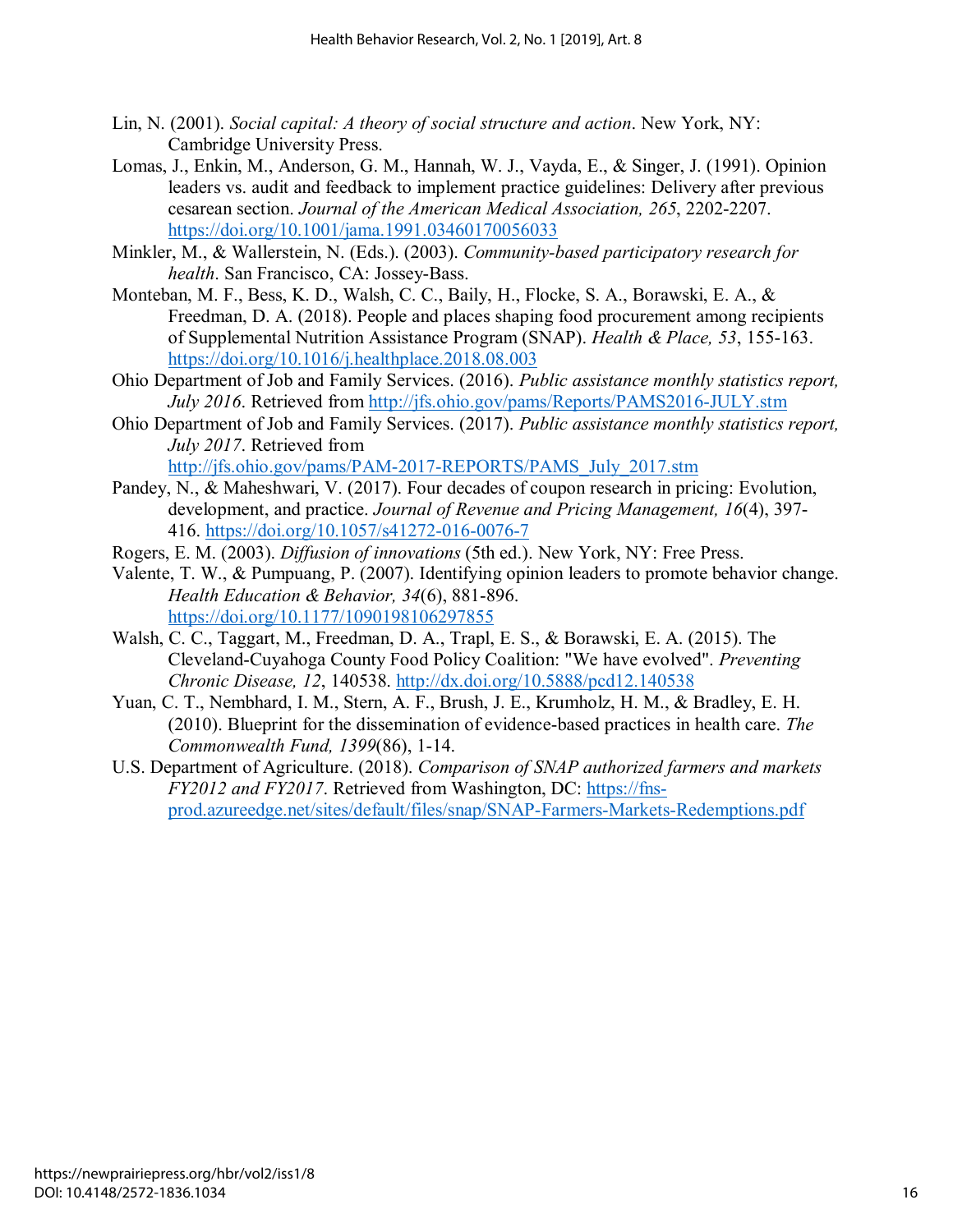Lin, N. (2001). *Social capital: A theory of social structure and action*. New York, NY: Cambridge University Press.

Lomas, J., Enkin, M., Anderson, G. M., Hannah, W. J., Vayda, E., & Singer, J. (1991). Opinion leaders vs. audit and feedback to implement practice guidelines: Delivery after previous cesarean section. *Journal of the American Medical Association, 265*, 2202-2207. https://doi.org/10.1001/jama.1991.03460170056033

Minkler, M., & Wallerstein, N. (Eds.). (2003). *Community-based participatory research for health*. San Francisco, CA: Jossey-Bass.

Monteban, M. F., Bess, K. D., Walsh, C. C., Baily, H., Flocke, S. A., Borawski, E. A., & Freedman, D. A. (2018). People and places shaping food procurement among recipients of Supplemental Nutrition Assistance Program (SNAP). *Health & Place, 53*, 155-163. https://doi.org/10.1016/j.healthplace.2018.08.003

Ohio Department of Job and Family Services. (2016). *Public assistance monthly statistics report, July 2016*. Retrieved from http://jfs.ohio.gov/pams/Reports/PAMS2016-JULY.stm

Ohio Department of Job and Family Services. (2017). *Public assistance monthly statistics report, July 2017*. Retrieved from http://jfs.ohio.gov/pams/PAM-2017-REPORTS/PAMS_July_2017.stm

Pandey, N., & Maheshwari, V. (2017). Four decades of coupon research in pricing: Evolution, development, and practice. *Journal of Revenue and Pricing Management, 16*(4), 397-416. https://doi.org/10.1057/s41272-016-0076-7

Rogers, E. M. (2003). *Diffusion of innovations* (5th ed.). New York, NY: Free Press.

Valente, T. W., & Pumpuang, P. (2007). Identifying opinion leaders to promote behavior change. *Health Education & Behavior, 34*(6), 881-896. https://doi.org/10.1177/1090198106297855

Walsh, C. C., Taggart, M., Freedman, D. A., Trapl, E. S., & Borawski, E. A. (2015). The Cleveland-Cuyahoga County Food Policy Coalition: "We have evolved". *Preventing Chronic Disease, 12*, 140538. http://dx.doi.org/10.5888/pcd12.140538

Yuan, C. T., Nembhard, I. M., Stern, A. F., Brush, J. E., Krumholz, H. M., & Bradley, E. H. (2010). Blueprint for the dissemination of evidence-based practices in health care. *The Commonwealth Fund, 1399*(86), 1-14.

U.S. Department of Agriculture. (2018). *Comparison of SNAP authorized farmers and markets FY2012 and FY2017*. Retrieved from Washington, DC: https://fns-prod.azureedge.net/sites/default/files/snap/SNAP-Farmers-Markets-Redemptions.pdf